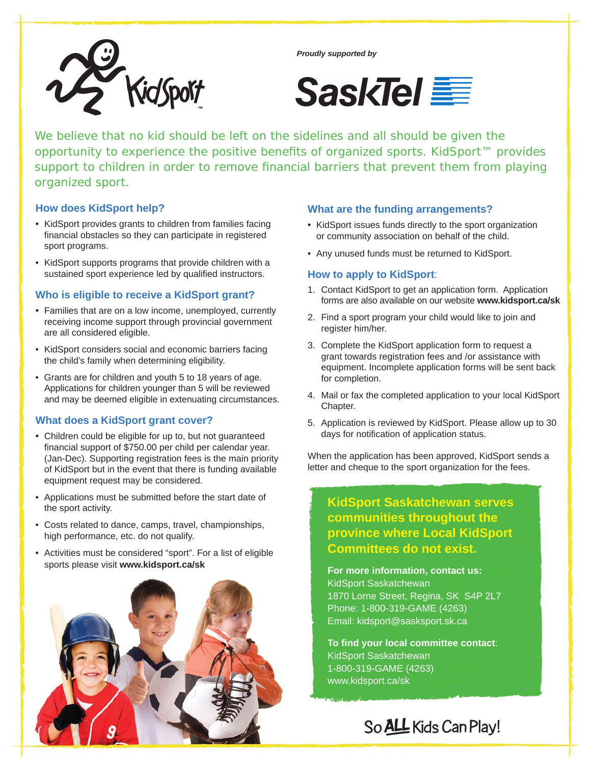KidSport™

*Proudly supported by*

SaskTel

We believe that no kid should be left on the sidelines and all should be given the opportunity to experience the positive benefits of organized sports. KidSport™ provides support to children in order to remove financial barriers that prevent them from playing organized sport.

## How does KidSport help?

- KidSport provides grants to children from families facing financial obstacles so they can participate in registered sport programs.
- KidSport supports programs that provide children with a sustained sport experience led by qualified instructors.

## Who is eligible to receive a KidSport grant?

- Families that are on a low income, unemployed, currently receiving income support through provincial government are all considered eligible.
- KidSport considers social and economic barriers facing the child's family when determining eligibility.
- Grants are for children and youth 5 to 18 years of age. Applications for children younger than 5 will be reviewed and may be deemed eligible in extenuating circumstances.

## What does a KidSport grant cover?

- Children could be eligible for up to, but not guaranteed financial support of $750.00 per child per calendar year. (Jan-Dec). Supporting registration fees is the main priority of KidSport but in the event that there is funding available equipment request may be considered.
- Applications must be submitted before the start date of the sport activity.
- Costs related to dance, camps, travel, championships, high performance, etc. do not qualify.
- Activities must be considered "sport". For a list of eligible sports please visit **www.kidsport.ca/sk**

## What are the funding arrangements?

- KidSport issues funds directly to the sport organization or community association on behalf of the child.
- Any unused funds must be returned to KidSport.

## How to apply to KidSport:

1. Contact KidSport to get an application form. Application forms are also available on our website **www.kidsport.ca/sk**
2. Find a sport program your child would like to join and register him/her.
3. Complete the KidSport application form to request a grant towards registration fees and /or assistance with equipment. Incomplete application forms will be sent back for completion.
4. Mail or fax the completed application to your local KidSport Chapter.
5. Application is reviewed by KidSport. Please allow up to 30 days for notification of application status.

When the application has been approved, KidSport sends a letter and cheque to the sport organization for the fees.

**KidSport Saskatchewan serves communities throughout the province where Local KidSport Committees do not exist.**

**For more information, contact us:**
KidSport Saskatchewan
1870 Lorne Street, Regina, SK S4P 2L7
Phone: 1-800-319-GAME (4263)
Email: kidsport@sasksport.sk.ca

**To find your local committee contact**:
KidSport Saskatchewan
1-800-319-GAME (4263)
www.kidsport.ca/sk

So ALL Kids Can Play!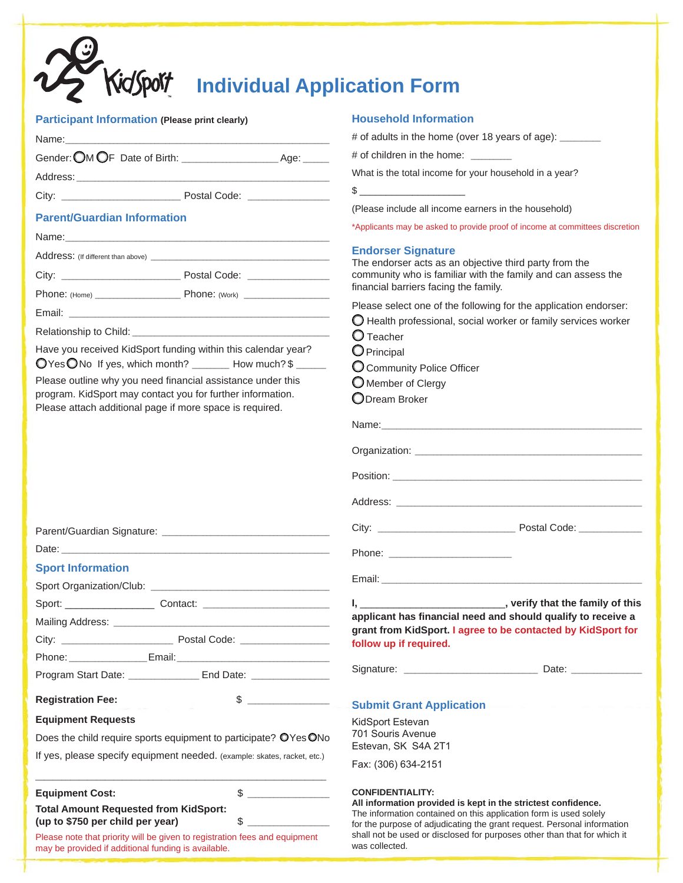# KidSport Individual Application Form

## Participant Information (Please print clearly)

Name: ______________________________________________

Gender: ○M ○F Date of Birth: _________________ Age: _____

Address: ______________________________________________

City: _____________________ Postal Code: _______________

## Parent/Guardian Information

Name: ______________________________________________

Address: (If different than above) ________________________________

City: _____________________ Postal Code: _______________

Phone: (Home) _________________ Phone: (Work) _______________

Email: ______________________________________________

Relationship to Child: ______________________________________________

Have you received KidSport funding within this calendar year?
○Yes ○No If yes, which month? _______ How much? $ _____

Please outline why you need financial assistance under this program. KidSport may contact you for further information. Please attach additional page if more space is required.

Parent/Guardian Signature: ______________________________

Date: ______________________________________________

## Sport Information

Sport Organization/Club: ______________________________

Sport: ________________ Contact: _______________________

Mailing Address: ______________________________________

City: ____________________ Postal Code: _______________

Phone: ______________ Email: ___________________________

Program Start Date: _____________ End Date: ______________

**Registration Fee:** $ _______________

**Equipment Requests**

Does the child require sports equipment to participate? ○Yes ○No

If yes, please specify equipment needed. (example: skates, racket, etc.)

______________________________________________________

**Equipment Cost:** $ _______________

**Total Amount Requested from KidSport: (up to $750 per child per year)** $ _______________

Please note that priority will be given to registration fees and equipment may be provided if additional funding is available.

## Household Information

# of adults in the home (over 18 years of age): ________

# of children in the home: ________

What is the total income for your household in a year?

$ ___________________

(Please include all income earners in the household)

*Applicants may be asked to provide proof of income at committees discretion

## Endorser Signature

The endorser acts as an objective third party from the community who is familiar with the family and can assess the financial barriers facing the family.

Please select one of the following for the application endorser:

- ○ Health professional, social worker or family services worker
- ○ Teacher
- ○ Principal
- ○ Community Police Officer
- ○ Member of Clergy
- ○ Dream Broker

Name: ______________________________________________

Organization: ______________________________________

Position: __________________________________________

Address: ___________________________________________

City: _________________________ Postal Code: ____________

Phone: _______________________

Email: ______________________________________________

**I, _________________________, verify that the family of this applicant has financial need and should qualify to receive a grant from KidSport.** **I agree to be contacted by KidSport for follow up if required.**

Signature: ________________________ Date: _____________

## Submit Grant Application

KidSport Estevan
701 Souris Avenue
Estevan, SK S4A 2T1

Fax: (306) 634-2151

**CONFIDENTIALITY:**
**All information provided is kept in the strictest confidence.**
The information contained on this application form is used solely for the purpose of adjudicating the grant request. Personal information shall not be used or disclosed for purposes other than that for which it was collected.